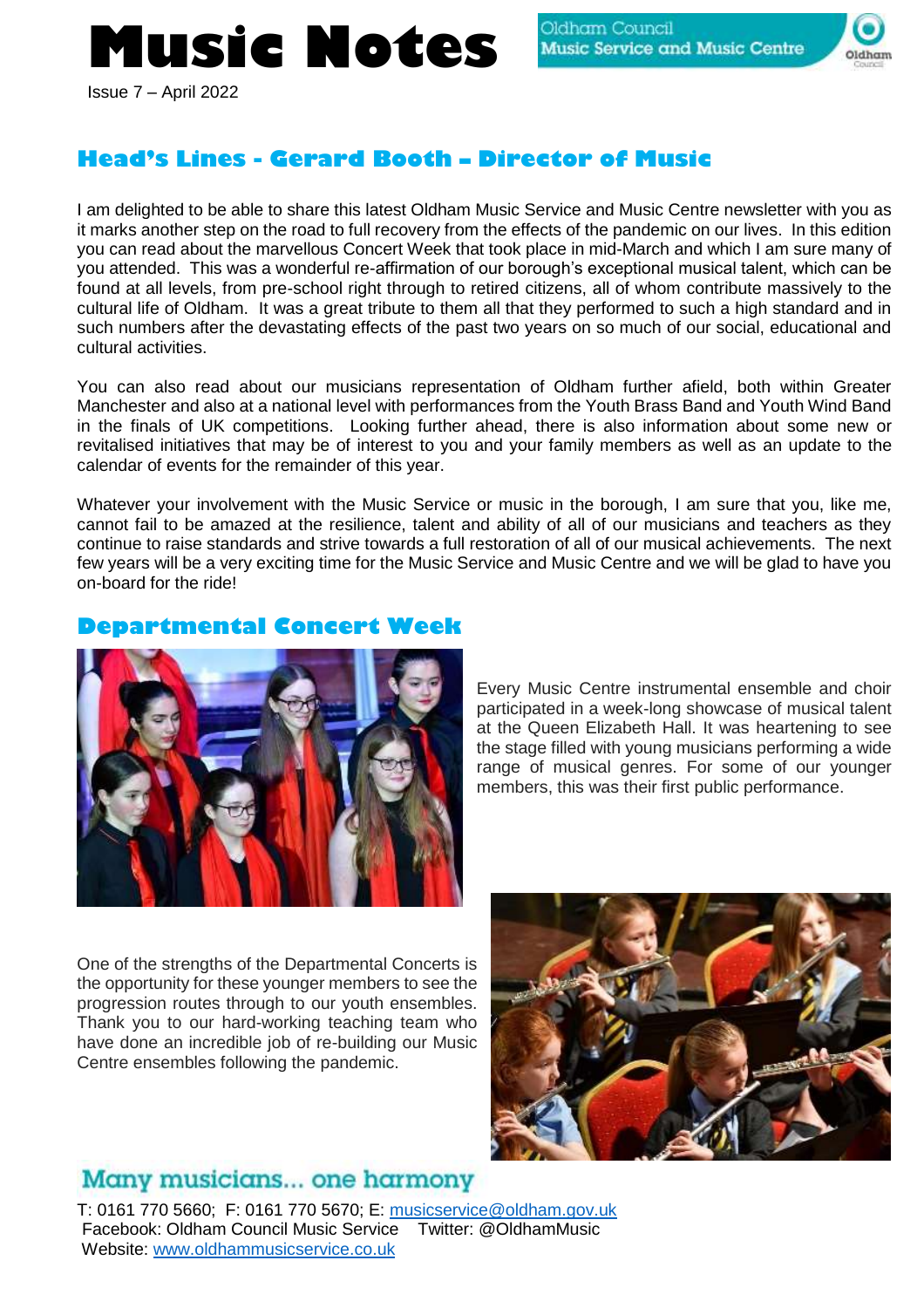# Music Notes

Oldham Council Music Service and Music Centre

Issue 7 – April 2022

## Head's Lines - Gerard Booth – Director of Music

I am delighted to be able to share this latest Oldham Music Service and Music Centre newsletter with you as it marks another step on the road to full recovery from the effects of the pandemic on our lives. In this edition you can read about the marvellous Concert Week that took place in mid-March and which I am sure many of you attended. This was a wonderful re-affirmation of our borough's exceptional musical talent, which can be found at all levels, from pre-school right through to retired citizens, all of whom contribute massively to the cultural life of Oldham. It was a great tribute to them all that they performed to such a high standard and in such numbers after the devastating effects of the past two years on so much of our social, educational and cultural activities.

You can also read about our musicians representation of Oldham further afield, both within Greater Manchester and also at a national level with performances from the Youth Brass Band and Youth Wind Band in the finals of UK competitions. Looking further ahead, there is also information about some new or revitalised initiatives that may be of interest to you and your family members as well as an update to the calendar of events for the remainder of this year.

Whatever your involvement with the Music Service or music in the borough, I am sure that you, like me, cannot fail to be amazed at the resilience, talent and ability of all of our musicians and teachers as they continue to raise standards and strive towards a full restoration of all of our musical achievements. The next few years will be a very exciting time for the Music Service and Music Centre and we will be glad to have you on-board for the ride!

## Departmental Concert Week

Every Music Centre instrumental ensemble and choir participated in a week-long showcase of musical talent at the Queen Elizabeth Hall. It was heartening to see the stage filled with young musicians performing a wide range of musical genres. For some of our younger members, this was their first public performance.

One of the strengths of the Departmental Concerts is the opportunity for these younger members to see the progression routes through to our youth ensembles. Thank you to our hard-working teaching team who have done an incredible job of re-building our Music Centre ensembles following the pandemic.

Many musicians... one harmony

T: 0161 770 5660; F: 0161 770 5670; E: musicservice@oldham.gov.uk
Facebook: Oldham Council Music Service Twitter: @OldhamMusic
Website: www.oldhammusicservice.co.uk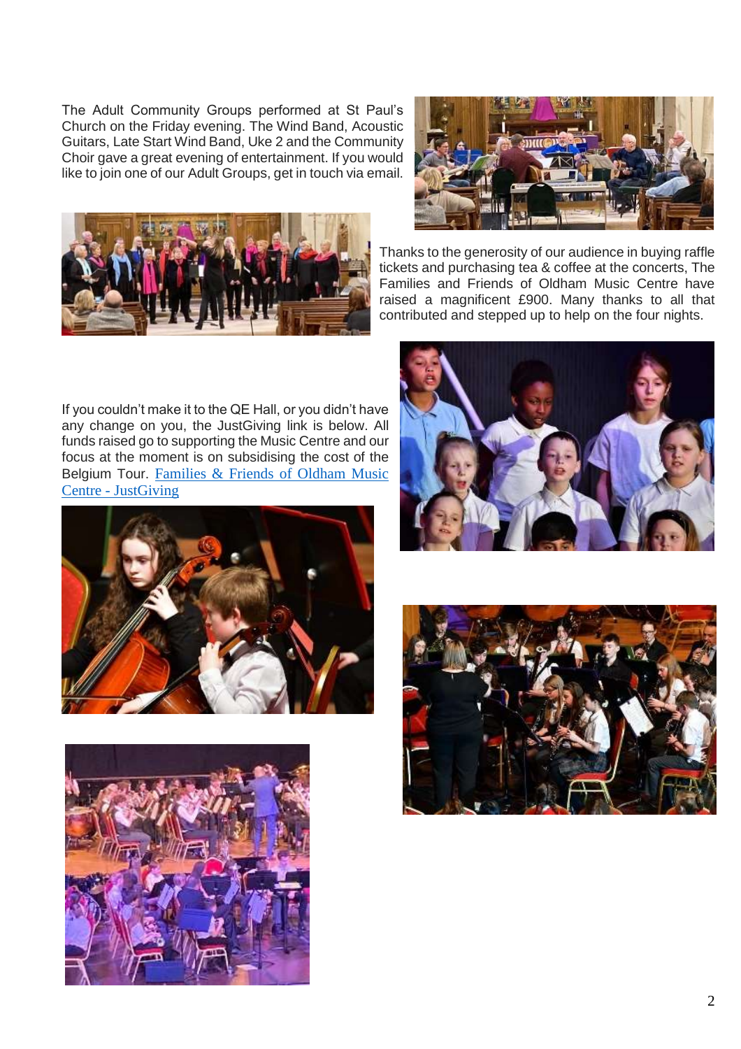The Adult Community Groups performed at St Paul's Church on the Friday evening. The Wind Band, Acoustic Guitars, Late Start Wind Band, Uke 2 and the Community Choir gave a great evening of entertainment. If you would like to join one of our Adult Groups, get in touch via email.

Thanks to the generosity of our audience in buying raffle tickets and purchasing tea & coffee at the concerts, The Families and Friends of Oldham Music Centre have raised a magnificent £900. Many thanks to all that contributed and stepped up to help on the four nights.

If you couldn't make it to the QE Hall, or you didn't have any change on you, the JustGiving link is below. All funds raised go to supporting the Music Centre and our focus at the moment is on subsidising the cost of the Belgium Tour. [Families & Friends of Oldham Music Centre - JustGiving]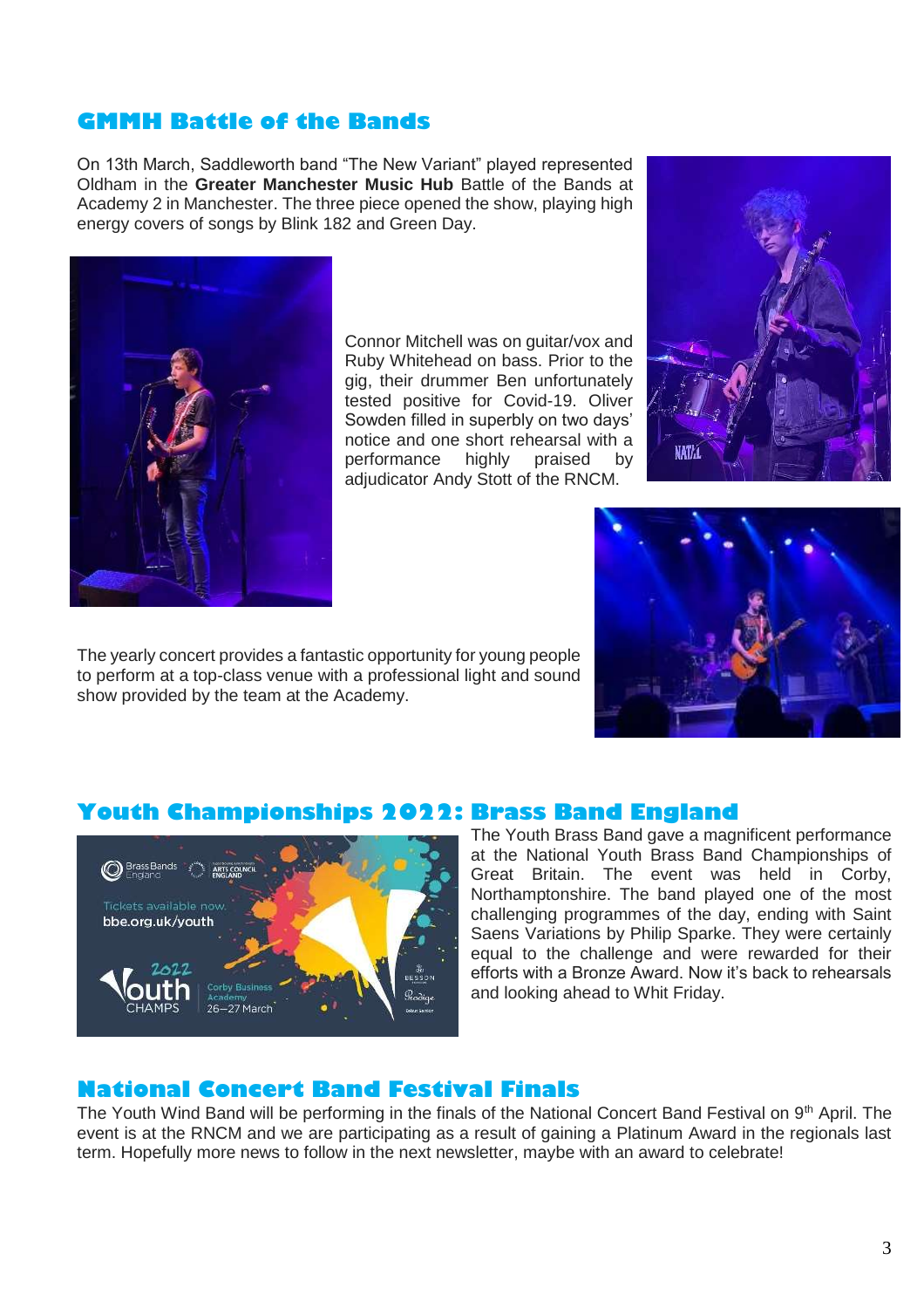## GMMH Battle of the Bands

On 13th March, Saddleworth band "The New Variant" played represented Oldham in the **Greater Manchester Music Hub** Battle of the Bands at Academy 2 in Manchester. The three piece opened the show, playing high energy covers of songs by Blink 182 and Green Day.

Connor Mitchell was on guitar/vox and Ruby Whitehead on bass. Prior to the gig, their drummer Ben unfortunately tested positive for Covid-19. Oliver Sowden filled in superbly on two days' notice and one short rehearsal with a performance highly praised by adjudicator Andy Stott of the RNCM.

The yearly concert provides a fantastic opportunity for young people to perform at a top-class venue with a professional light and sound show provided by the team at the Academy.

## Youth Championships 2022: Brass Band England

The Youth Brass Band gave a magnificent performance at the National Youth Brass Band Championships of Great Britain. The event was held in Corby, Northamptonshire. The band played one of the most challenging programmes of the day, ending with Saint Saens Variations by Philip Sparke. They were certainly equal to the challenge and were rewarded for their efforts with a Bronze Award. Now it's back to rehearsals and looking ahead to Whit Friday.

## National Concert Band Festival Finals

The Youth Wind Band will be performing in the finals of the National Concert Band Festival on 9th April. The event is at the RNCM and we are participating as a result of gaining a Platinum Award in the regionals last term. Hopefully more news to follow in the next newsletter, maybe with an award to celebrate!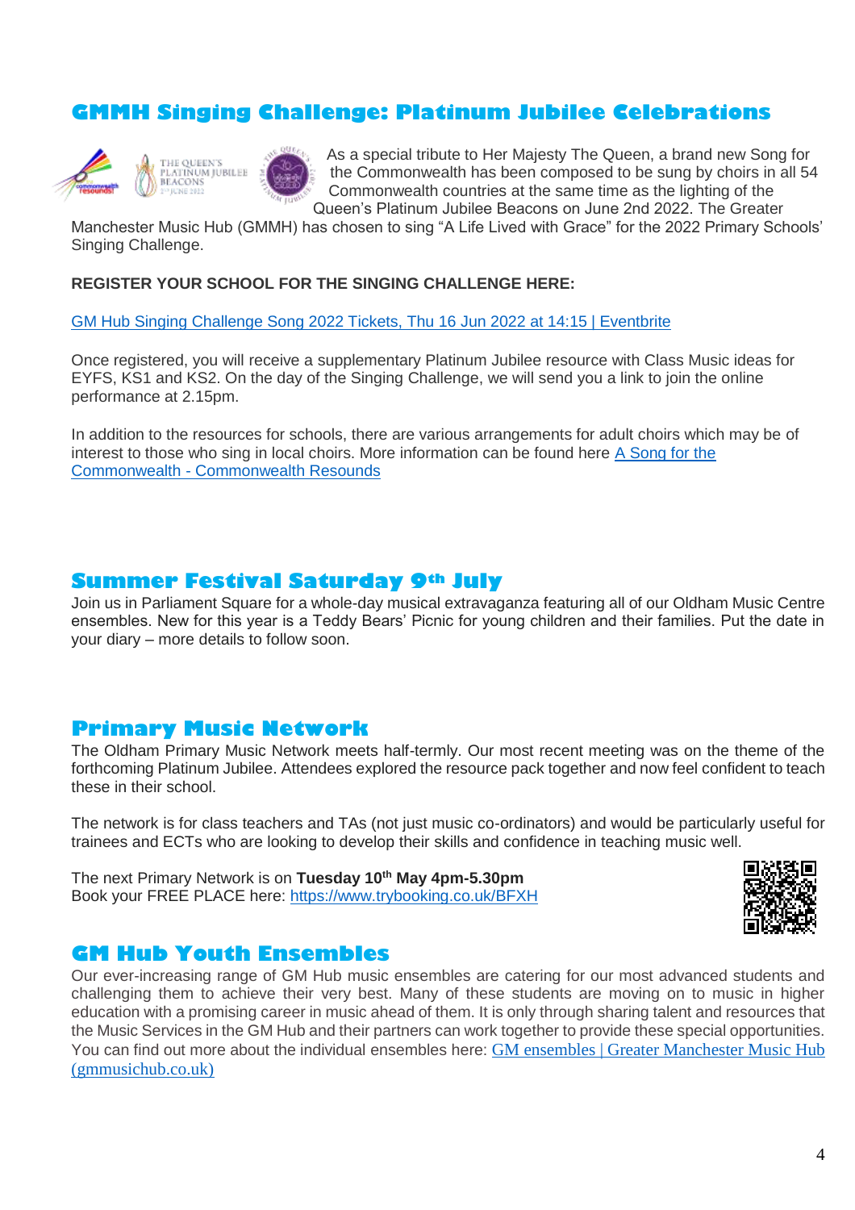## GMMH Singing Challenge: Platinum Jubilee Celebrations

As a special tribute to Her Majesty The Queen, a brand new Song for the Commonwealth has been composed to be sung by choirs in all 54 Commonwealth countries at the same time as the lighting of the Queen's Platinum Jubilee Beacons on June 2nd 2022. The Greater Manchester Music Hub (GMMH) has chosen to sing "A Life Lived with Grace" for the 2022 Primary Schools' Singing Challenge.

**REGISTER YOUR SCHOOL FOR THE SINGING CHALLENGE HERE:**

GM Hub Singing Challenge Song 2022 Tickets, Thu 16 Jun 2022 at 14:15 | Eventbrite

Once registered, you will receive a supplementary Platinum Jubilee resource with Class Music ideas for EYFS, KS1 and KS2. On the day of the Singing Challenge, we will send you a link to join the online performance at 2.15pm.

In addition to the resources for schools, there are various arrangements for adult choirs which may be of interest to those who sing in local choirs. More information can be found here A Song for the Commonwealth - Commonwealth Resounds

## Summer Festival Saturday 9th July

Join us in Parliament Square for a whole-day musical extravaganza featuring all of our Oldham Music Centre ensembles. New for this year is a Teddy Bears' Picnic for young children and their families. Put the date in your diary – more details to follow soon.

## Primary Music Network

The Oldham Primary Music Network meets half-termly. Our most recent meeting was on the theme of the forthcoming Platinum Jubilee. Attendees explored the resource pack together and now feel confident to teach these in their school.

The network is for class teachers and TAs (not just music co-ordinators) and would be particularly useful for trainees and ECTs who are looking to develop their skills and confidence in teaching music well.

The next Primary Network is on **Tuesday 10th May 4pm-5.30pm**
Book your FREE PLACE here: https://www.trybooking.co.uk/BFXH

## GM Hub Youth Ensembles

Our ever-increasing range of GM Hub music ensembles are catering for our most advanced students and challenging them to achieve their very best. Many of these students are moving on to music in higher education with a promising career in music ahead of them. It is only through sharing talent and resources that the Music Services in the GM Hub and their partners can work together to provide these special opportunities. You can find out more about the individual ensembles here: GM ensembles | Greater Manchester Music Hub (gmmusichub.co.uk)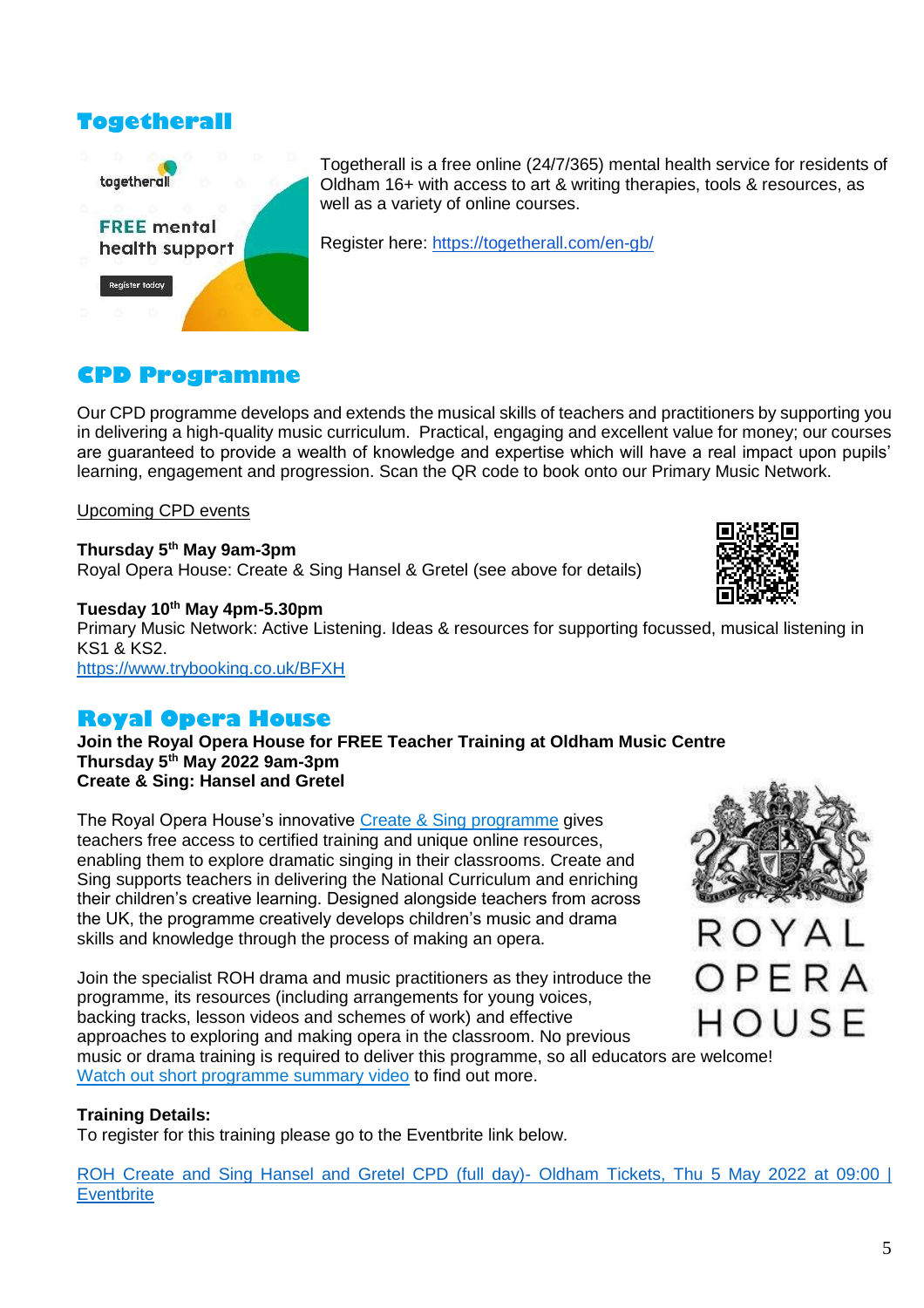## Togetherall

Togetherall is a free online (24/7/365) mental health service for residents of Oldham 16+ with access to art & writing therapies, tools & resources, as well as a variety of online courses.

Register here: [https://togetherall.com/en-gb/](https://togetherall.com/en-gb/)

## CPD Programme

Our CPD programme develops and extends the musical skills of teachers and practitioners by supporting you in delivering a high-quality music curriculum. Practical, engaging and excellent value for money; our courses are guaranteed to provide a wealth of knowledge and expertise which will have a real impact upon pupils' learning, engagement and progression. Scan the QR code to book onto our Primary Music Network.

Upcoming CPD events

**Thursday 5th May 9am-3pm**
Royal Opera House: Create & Sing Hansel & Gretel (see above for details)

**Tuesday 10th May 4pm-5.30pm**
Primary Music Network: Active Listening. Ideas & resources for supporting focussed, musical listening in KS1 & KS2.
[https://www.trybooking.co.uk/BFXH](https://www.trybooking.co.uk/BFXH)

## Royal Opera House

**Join the Royal Opera House for FREE Teacher Training at Oldham Music Centre**
**Thursday 5th May 2022 9am-3pm**
**Create & Sing: Hansel and Gretel**

The Royal Opera House's innovative Create & Sing programme gives teachers free access to certified training and unique online resources, enabling them to explore dramatic singing in their classrooms. Create and Sing supports teachers in delivering the National Curriculum and enriching their children's creative learning. Designed alongside teachers from across the UK, the programme creatively develops children's music and drama skills and knowledge through the process of making an opera.

Join the specialist ROH drama and music practitioners as they introduce the programme, its resources (including arrangements for young voices, backing tracks, lesson videos and schemes of work) and effective approaches to exploring and making opera in the classroom. No previous music or drama training is required to deliver this programme, so all educators are welcome! Watch out short programme summary video to find out more.

**Training Details:**
To register for this training please go to the Eventbrite link below.

ROH Create and Sing Hansel and Gretel CPD (full day)- Oldham Tickets, Thu 5 May 2022 at 09:00 | Eventbrite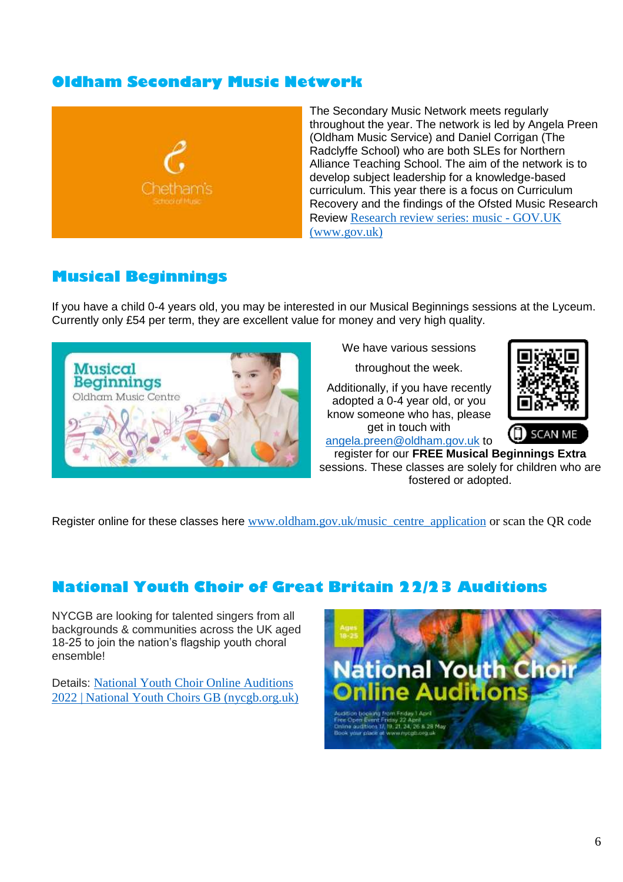## Oldham Secondary Music Network

The Secondary Music Network meets regularly throughout the year. The network is led by Angela Preen (Oldham Music Service) and Daniel Corrigan (The Radclyffe School) who are both SLEs for Northern Alliance Teaching School. The aim of the network is to develop subject leadership for a knowledge-based curriculum. This year there is a focus on Curriculum Recovery and the findings of the Ofsted Music Research Review [Research review series: music - GOV.UK (www.gov.uk)](www.gov.uk)

## Musical Beginnings

If you have a child 0-4 years old, you may be interested in our Musical Beginnings sessions at the Lyceum. Currently only £54 per term, they are excellent value for money and very high quality.

We have various sessions throughout the week.

Additionally, if you have recently adopted a 0-4 year old, or you know someone who has, please get in touch with angela.preen@oldham.gov.uk to register for our **FREE Musical Beginnings Extra** sessions. These classes are solely for children who are fostered or adopted.

Register online for these classes here www.oldham.gov.uk/music_centre_application or scan the QR code

## National Youth Choir of Great Britain 22/23 Auditions

NYCGB are looking for talented singers from all backgrounds & communities across the UK aged 18-25 to join the nation's flagship youth choral ensemble!

Details: [National Youth Choir Online Auditions 2022 | National Youth Choirs GB (nycgb.org.uk)](nycgb.org.uk)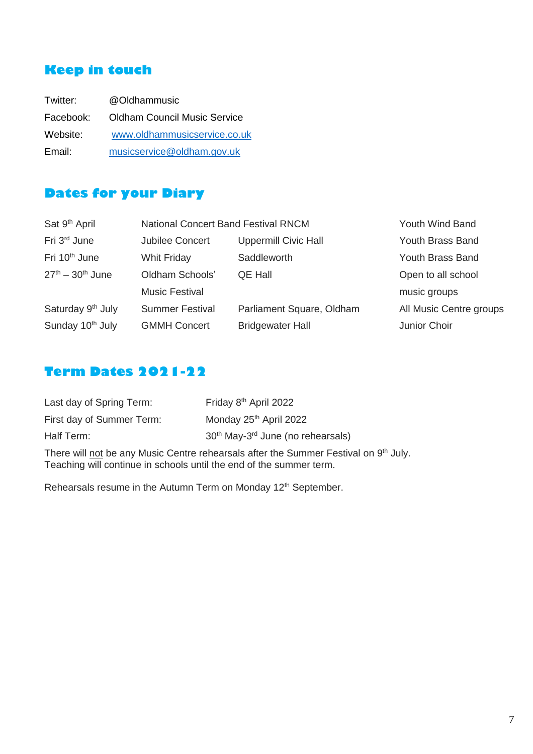## Keep in touch

| | |
|---|---|
| Twitter: | @Oldhammusic |
| Facebook: | Oldham Council Music Service |
| Website: | www.oldhammusicservice.co.uk |
| Email: | musicservice@oldham.gov.uk |

## Dates for your Diary

| | | | |
|---|---|---|---|
| Sat 9th April | National Concert Band Festival RNCM | | Youth Wind Band |
| Fri 3rd June | Jubilee Concert | Uppermill Civic Hall | Youth Brass Band |
| Fri 10th June | Whit Friday | Saddleworth | Youth Brass Band |
| 27th – 30th June | Oldham Schools' Music Festival | QE Hall | Open to all school music groups |
| Saturday 9th July | Summer Festival | Parliament Square, Oldham | All Music Centre groups |
| Sunday 10th July | GMMH Concert | Bridgewater Hall | Junior Choir |

## Term Dates 2021-22

| | |
|---|---|
| Last day of Spring Term: | Friday 8th April 2022 |
| First day of Summer Term: | Monday 25th April 2022 |
| Half Term: | 30th May-3rd June (no rehearsals) |

There will not be any Music Centre rehearsals after the Summer Festival on 9th July. Teaching will continue in schools until the end of the summer term.

Rehearsals resume in the Autumn Term on Monday 12th September.